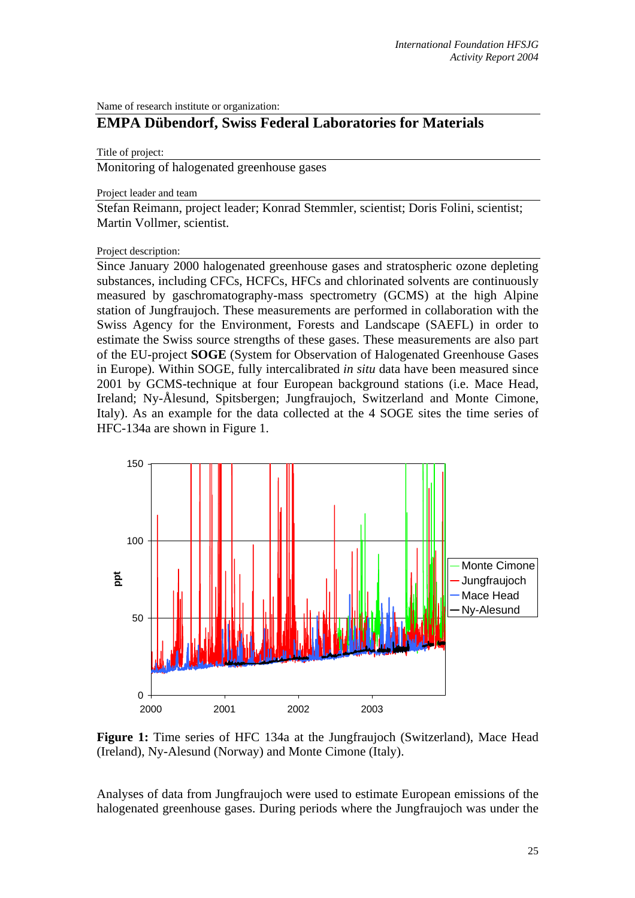Name of research institute or organization:

## EMPA Dübendorf, Swiss Federal Laboratories for Materials

Title of project:

Monitoring of halogenated greenhouse gases

Project leader and team

Stefan Reimann, project leader; Konrad Stemmler, scientist; Doris Folini, scientist; Martin Vollmer, scientist.

Project description:

Since January 2000 halogenated greenhouse gases and stratospheric ozone depleting substances, including CFCs, HCFCs, HFCs and chlorinated solvents are continuously measured by gaschromatography-mass spectrometry (GCMS) at the high Alpine station of Jungfraujoch. These measurements are performed in collaboration with the Swiss Agency for the Environment, Forests and Landscape (SAEFL) in order to estimate the Swiss source strengths of these gases. These measurements are also part of the EU-project **SOGE** (System for Observation of Halogenated Greenhouse Gases in Europe). Within SOGE, fully intercalibrated *in situ* data have been measured since 2001 by GCMS-technique at four European background stations (i.e. Mace Head, Ireland; Ny-Ålesund, Spitsbergen; Jungfraujoch, Switzerland and Monte Cimone, Italy). As an example for the data collected at the 4 SOGE sites the time series of HFC-134a are shown in Figure 1.

**Figure 1:** Time series of HFC 134a at the Jungfraujoch (Switzerland), Mace Head (Ireland), Ny-Alesund (Norway) and Monte Cimone (Italy).

Analyses of data from Jungfraujoch were used to estimate European emissions of the halogenated greenhouse gases. During periods where the Jungfraujoch was under the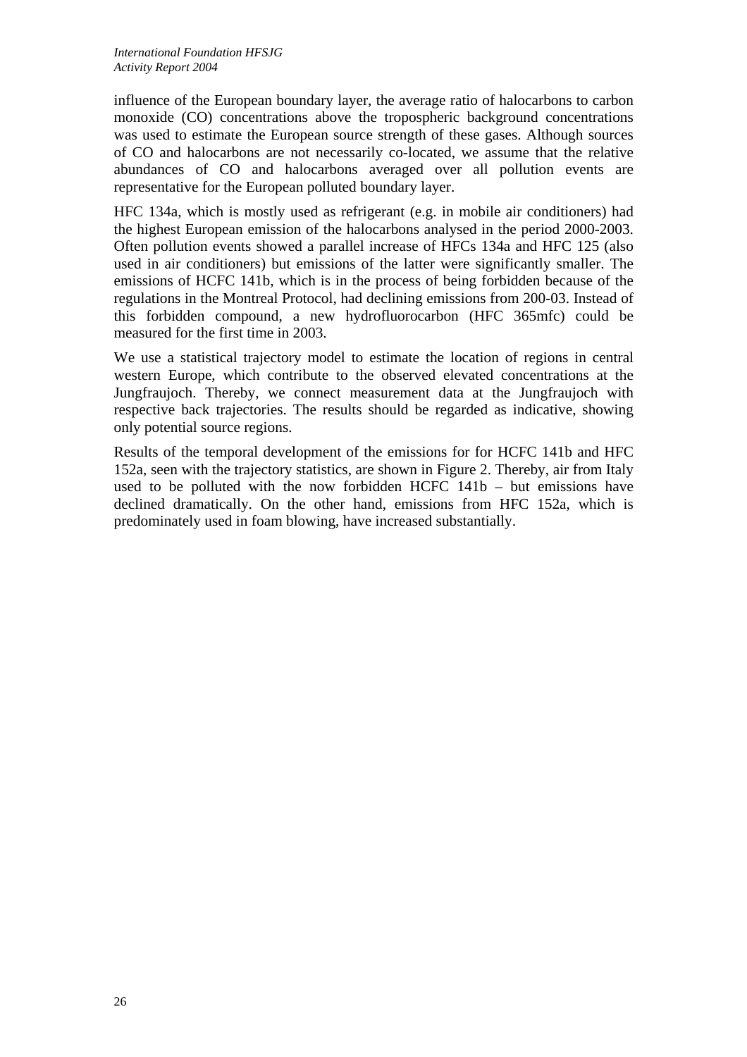influence of the European boundary layer, the average ratio of halocarbons to carbon monoxide (CO) concentrations above the tropospheric background concentrations was used to estimate the European source strength of these gases. Although sources of CO and halocarbons are not necessarily co-located, we assume that the relative abundances of CO and halocarbons averaged over all pollution events are representative for the European polluted boundary layer.

HFC 134a, which is mostly used as refrigerant (e.g. in mobile air conditioners) had the highest European emission of the halocarbons analysed in the period 2000-2003. Often pollution events showed a parallel increase of HFCs 134a and HFC 125 (also used in air conditioners) but emissions of the latter were significantly smaller. The emissions of HCFC 141b, which is in the process of being forbidden because of the regulations in the Montreal Protocol, had declining emissions from 200-03. Instead of this forbidden compound, a new hydrofluorocarbon (HFC 365mfc) could be measured for the first time in 2003.

We use a statistical trajectory model to estimate the location of regions in central western Europe, which contribute to the observed elevated concentrations at the Jungfraujoch. Thereby, we connect measurement data at the Jungfraujoch with respective back trajectories. The results should be regarded as indicative, showing only potential source regions.

Results of the temporal development of the emissions for for HCFC 141b and HFC 152a, seen with the trajectory statistics, are shown in Figure 2. Thereby, air from Italy used to be polluted with the now forbidden HCFC 141b – but emissions have declined dramatically. On the other hand, emissions from HFC 152a, which is predominately used in foam blowing, have increased substantially.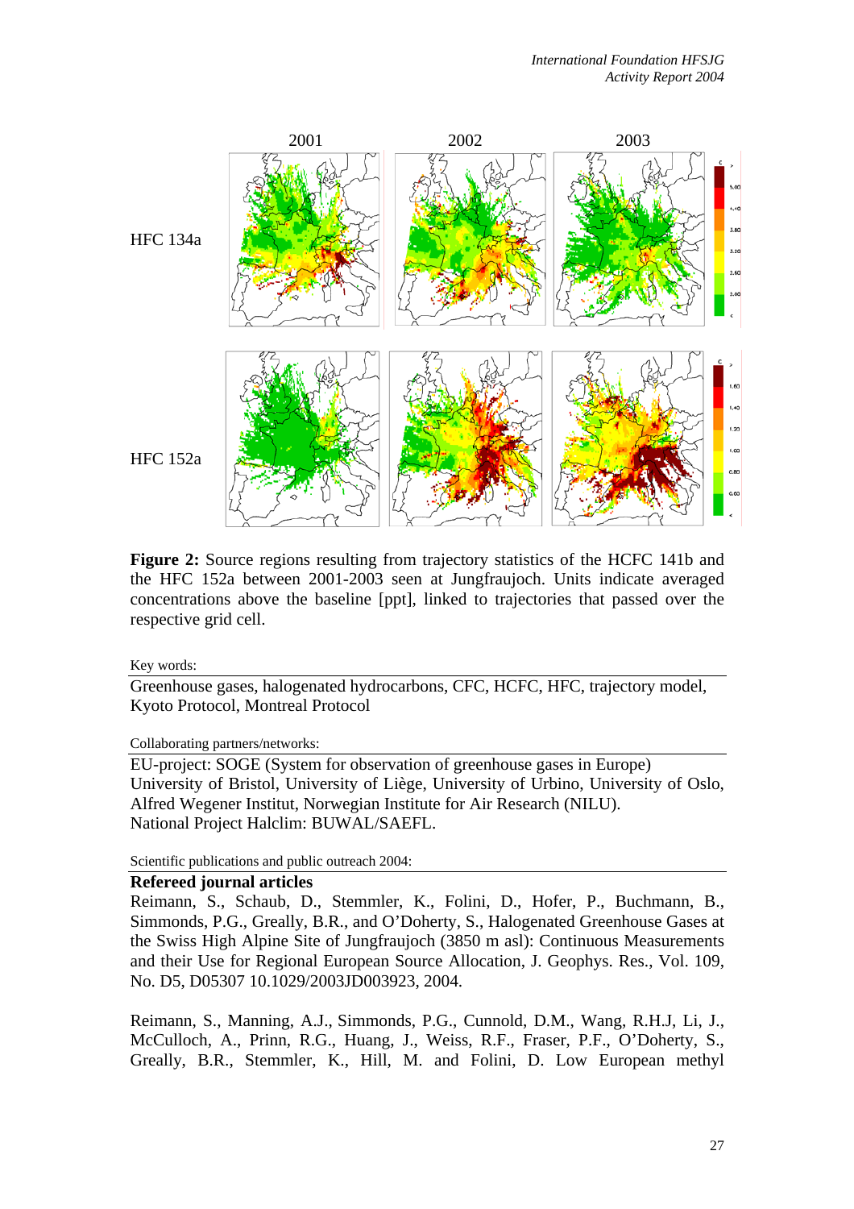**Figure 2:** Source regions resulting from trajectory statistics of the HCFC 141b and the HFC 152a between 2001-2003 seen at Jungfraujoch. Units indicate averaged concentrations above the baseline [ppt], linked to trajectories that passed over the respective grid cell.

Key words:

Greenhouse gases, halogenated hydrocarbons, CFC, HCFC, HFC, trajectory model, Kyoto Protocol, Montreal Protocol

Collaborating partners/networks:

EU-project: SOGE (System for observation of greenhouse gases in Europe)
University of Bristol, University of Liège, University of Urbino, University of Oslo, Alfred Wegener Institut, Norwegian Institute for Air Research (NILU).
National Project Halclim: BUWAL/SAEFL.

Scientific publications and public outreach 2004:

**Refereed journal articles**

Reimann, S., Schaub, D., Stemmler, K., Folini, D., Hofer, P., Buchmann, B., Simmonds, P.G., Greally, B.R., and O'Doherty, S., Halogenated Greenhouse Gases at the Swiss High Alpine Site of Jungfraujoch (3850 m asl): Continuous Measurements and their Use for Regional European Source Allocation, J. Geophys. Res., Vol. 109, No. D5, D05307 10.1029/2003JD003923, 2004.

Reimann, S., Manning, A.J., Simmonds, P.G., Cunnold, D.M., Wang, R.H.J, Li, J., McCulloch, A., Prinn, R.G., Huang, J., Weiss, R.F., Fraser, P.F., O'Doherty, S., Greally, B.R., Stemmler, K., Hill, M. and Folini, D. Low European methyl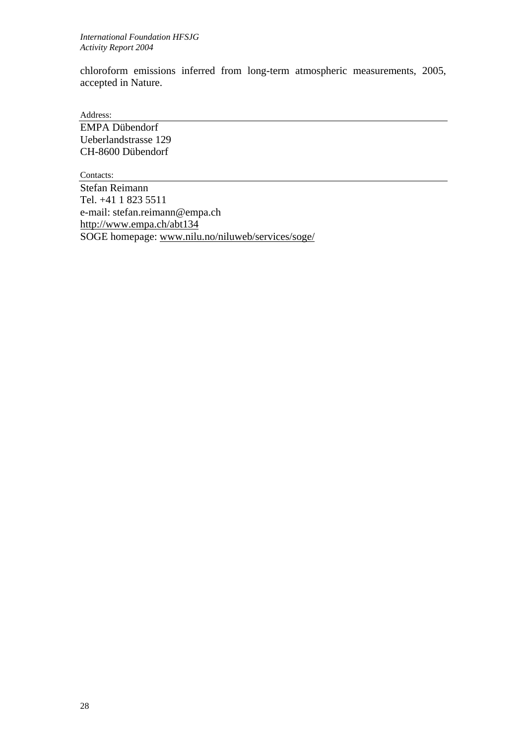chloroform emissions inferred from long-term atmospheric measurements, 2005, accepted in Nature.

Address:

EMPA Dübendorf
Ueberlandstrasse 129
CH-8600 Dübendorf

Contacts:

Stefan Reimann
Tel. +41 1 823 5511
e-mail: stefan.reimann@empa.ch
http://www.empa.ch/abt134
SOGE homepage: www.nilu.no/niluweb/services/soge/